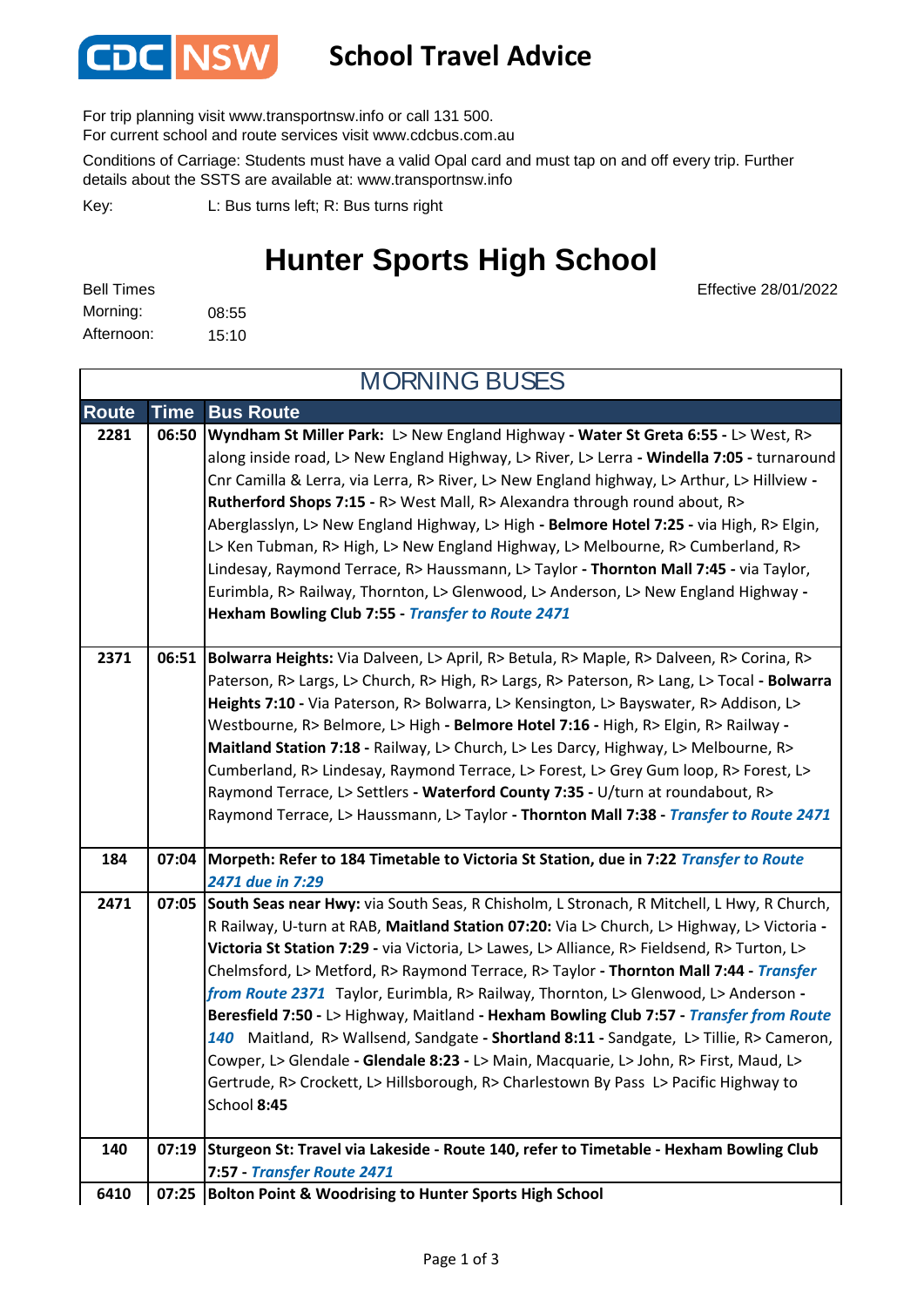CDC NSW

# School Travel Advice

For trip planning visit www.transportnsw.info or call 131 500.
For current school and route services visit www.cdcbus.com.au

Conditions of Carriage: Students must have a valid Opal card and must tap on and off every trip. Further details about the SSTS are available at: www.transportnsw.info

Key: L: Bus turns left; R: Bus turns right

## Hunter Sports High School

Effective 28/01/2022

Bell Times
Morning: 08:55
Afternoon: 15:10

### MORNING BUSES

| Route | Time | Bus Route |
|---|---|---|
| 2281 | 06:50 | **Wyndham St Miller Park:** L> New England Highway **- Water St Greta 6:55 -** L> West, R> along inside road, L> New England Highway, L> River, L> Lerra **- Windella 7:05 -** turnaround Cnr Camilla & Lerra, via Lerra, R> River, L> New England highway, L> Arthur, L> Hillview **- Rutherford Shops 7:15 -** R> West Mall, R> Alexandra through round about, R> Aberglasslyn, L> New England Highway, L> High **- Belmore Hotel 7:25 -** via High, R> Elgin, L> Ken Tubman, R> High, L> New England Highway, L> Melbourne, R> Cumberland, R> Lindesay, Raymond Terrace, R> Haussmann, L> Taylor **- Thornton Mall 7:45 -** via Taylor, Eurimbla, R> Railway, Thornton, L> Glenwood, L> Anderson, L> New England Highway **- Hexham Bowling Club 7:55 -** ***Transfer to Route 2471*** |
| 2371 | 06:51 | **Bolwarra Heights:** Via Dalveen, L> April, R> Betula, R> Maple, R> Dalveen, R> Corina, R> Paterson, R> Largs, L> Church, R> High, R> Largs, R> Paterson, R> Lang, L> Tocal **- Bolwarra Heights 7:10 -** Via Paterson, R> Bolwarra, L> Kensington, L> Bayswater, R> Addison, L> Westbourne, R> Belmore, L> High **- Belmore Hotel 7:16 -** High, R> Elgin, R> Railway **- Maitland Station 7:18 -** Railway, L> Church, L> Les Darcy, Highway, L> Melbourne, R> Cumberland, R> Lindesay, Raymond Terrace, L> Forest, L> Grey Gum loop, R> Forest, L> Raymond Terrace, L> Settlers **- Waterford County 7:35 -** U/turn at roundabout, R> Raymond Terrace, L> Haussmann, L> Taylor **- Thornton Mall 7:38 -** ***Transfer to Route 2471*** |
| 184 | 07:04 | **Morpeth: Refer to 184 Timetable to Victoria St Station, due in 7:22** ***Transfer to Route 2471 due in 7:29*** |
| 2471 | 07:05 | **South Seas near Hwy:** via South Seas, R Chisholm, L Stronach, R Mitchell, L Hwy, R Church, R Railway, U-turn at RAB, **Maitland Station 07:20:** Via L> Church, L> Highway, L> Victoria **- Victoria St Station 7:29 -** via Victoria, L> Lawes, L> Alliance, R> Fieldsend, R> Turton, L> Chelmsford, L> Metford, R> Raymond Terrace, R> Taylor **- Thornton Mall 7:44 -** ***Transfer from Route 2371*** Taylor, Eurimbla, R> Railway, Thornton, L> Glenwood, L> Anderson **- Beresfield 7:50 -** L> Highway, Maitland **- Hexham Bowling Club 7:57 -** ***Transfer from Route 140*** Maitland, R> Wallsend, Sandgate **- Shortland 8:11 -** Sandgate, L> Tillie, R> Cameron, Cowper, L> Glendale **- Glendale 8:23 -** L> Main, Macquarie, L> John, R> First, Maud, L> Gertrude, R> Crockett, L> Hillsborough, R> Charlestown By Pass L> Pacific Highway to School **8:45** |
| 140 | 07:19 | **Sturgeon St: Travel via Lakeside - Route 140, refer to Timetable - Hexham Bowling Club 7:57 -** ***Transfer Route 2471*** |
| 6410 | 07:25 | **Bolton Point & Woodrising to Hunter Sports High School** |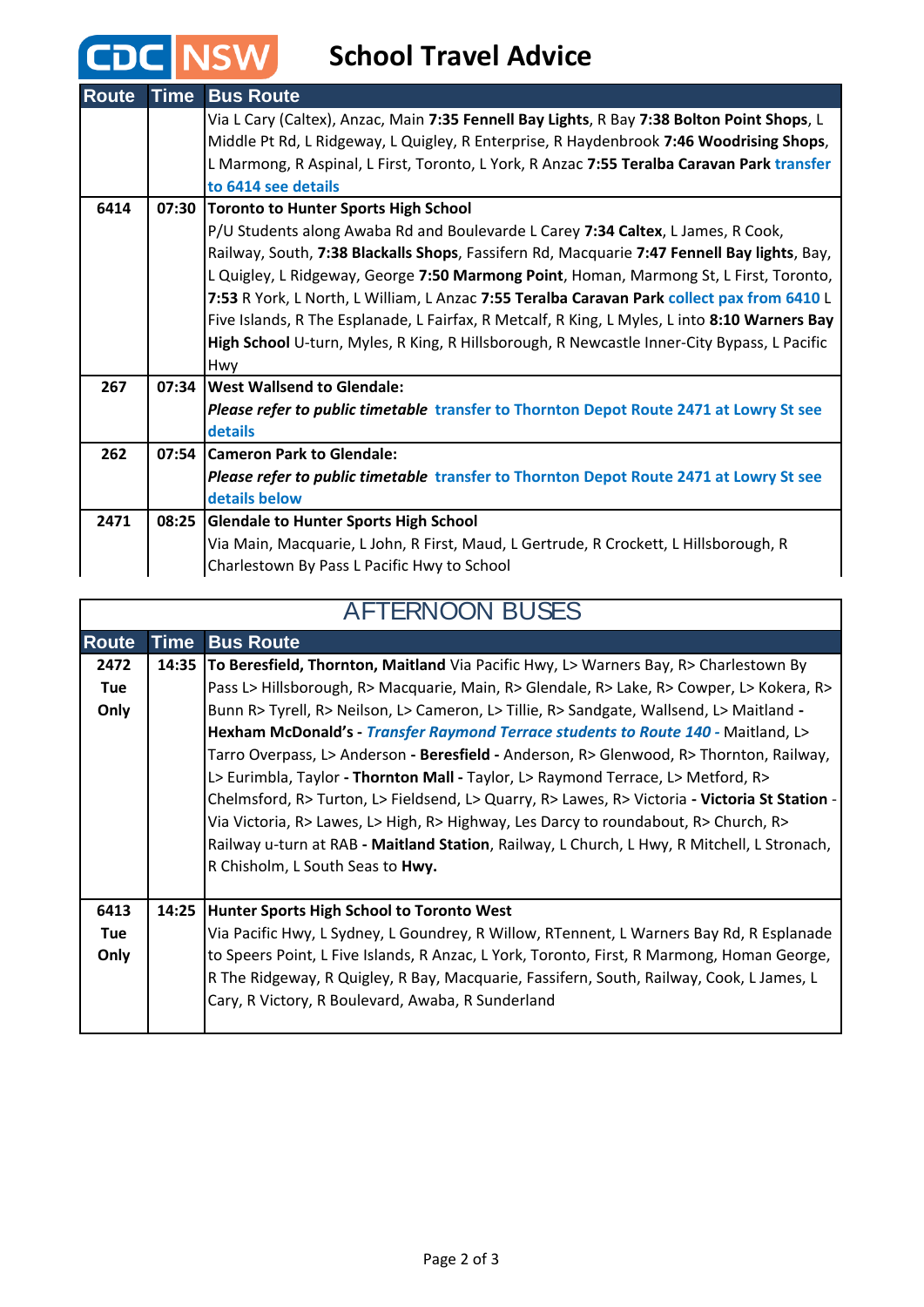# School Travel Advice

| Route | Time | Bus Route |
|---|---|---|
| | | Via L Cary (Caltex), Anzac, Main **7:35 Fennell Bay Lights**, R Bay **7:38 Bolton Point Shops**, L Middle Pt Rd, L Ridgeway, L Quigley, R Enterprise, R Haydenbrook **7:46 Woodrising Shops**, L Marmong, R Aspinal, L First, Toronto, L York, R Anzac **7:55 Teralba Caravan Park** **transfer to 6414 see details** |
| **6414** | **07:30** | **Toronto to Hunter Sports High School**<br>P/U Students along Awaba Rd and Boulevarde L Carey **7:34 Caltex**, L James, R Cook, Railway, South, **7:38 Blackalls Shops**, Fassifern Rd, Macquarie **7:47 Fennell Bay lights**, Bay, L Quigley, L Ridgeway, George **7:50 Marmong Point**, Homan, Marmong St, L First, Toronto, **7:53** R York, L North, L William, L Anzac **7:55 Teralba Caravan Park** **collect pax from 6410** L Five Islands, R The Esplanade, L Fairfax, R Metcalf, R King, L Myles, L into **8:10 Warners Bay High School** U-turn, Myles, R King, R Hillsborough, R Newcastle Inner-City Bypass, L Pacific Hwy |
| **267** | **07:34** | **West Wallsend to Glendale:**<br>***Please refer to public timetable*** **transfer to Thornton Depot Route 2471 at Lowry St see details** |
| **262** | **07:54** | **Cameron Park to Glendale:**<br>***Please refer to public timetable*** **transfer to Thornton Depot Route 2471 at Lowry St see details below** |
| **2471** | **08:25** | **Glendale to Hunter Sports High School**<br>Via Main, Macquarie, L John, R First, Maud, L Gertrude, R Crockett, L Hillsborough, R Charlestown By Pass L Pacific Hwy to School |

## AFTERNOON BUSES

| Route | Time | Bus Route |
|---|---|---|
| **2472 Tue Only** | **14:35** | **To Beresfield, Thornton, Maitland** Via Pacific Hwy, L> Warners Bay, R> Charlestown By Pass L> Hillsborough, R> Macquarie, Main, R> Glendale, R> Lake, R> Cowper, L> Kokera, R> Bunn R> Tyrell, R> Neilson, L> Cameron, L> Tillie, R> Sandgate, Wallsend, L> Maitland **- Hexham McDonald's -** ***Transfer Raymond Terrace students to Route 140*** - Maitland, L> Tarro Overpass, L> Anderson **- Beresfield -** Anderson, R> Glenwood, R> Thornton, Railway, L> Eurimbla, Taylor **- Thornton Mall -** Taylor, L> Raymond Terrace, L> Metford, R> Chelmsford, R> Turton, L> Fieldsend, L> Quarry, R> Lawes, R> Victoria **- Victoria St Station** - Via Victoria, R> Lawes, L> High, R> Highway, Les Darcy to roundabout, R> Church, R> Railway u-turn at RAB **- Maitland Station**, Railway, L Church, L Hwy, R Mitchell, L Stronach, R Chisholm, L South Seas to **Hwy.** |
| **6413 Tue Only** | **14:25** | **Hunter Sports High School to Toronto West**<br>Via Pacific Hwy, L Sydney, L Goundrey, R Willow, RTennent, L Warners Bay Rd, R Esplanade to Speers Point, L Five Islands, R Anzac, L York, Toronto, First, R Marmong, Homan George, R The Ridgeway, R Quigley, R Bay, Macquarie, Fassifern, South, Railway, Cook, L James, L Cary, R Victory, R Boulevard, Awaba, R Sunderland |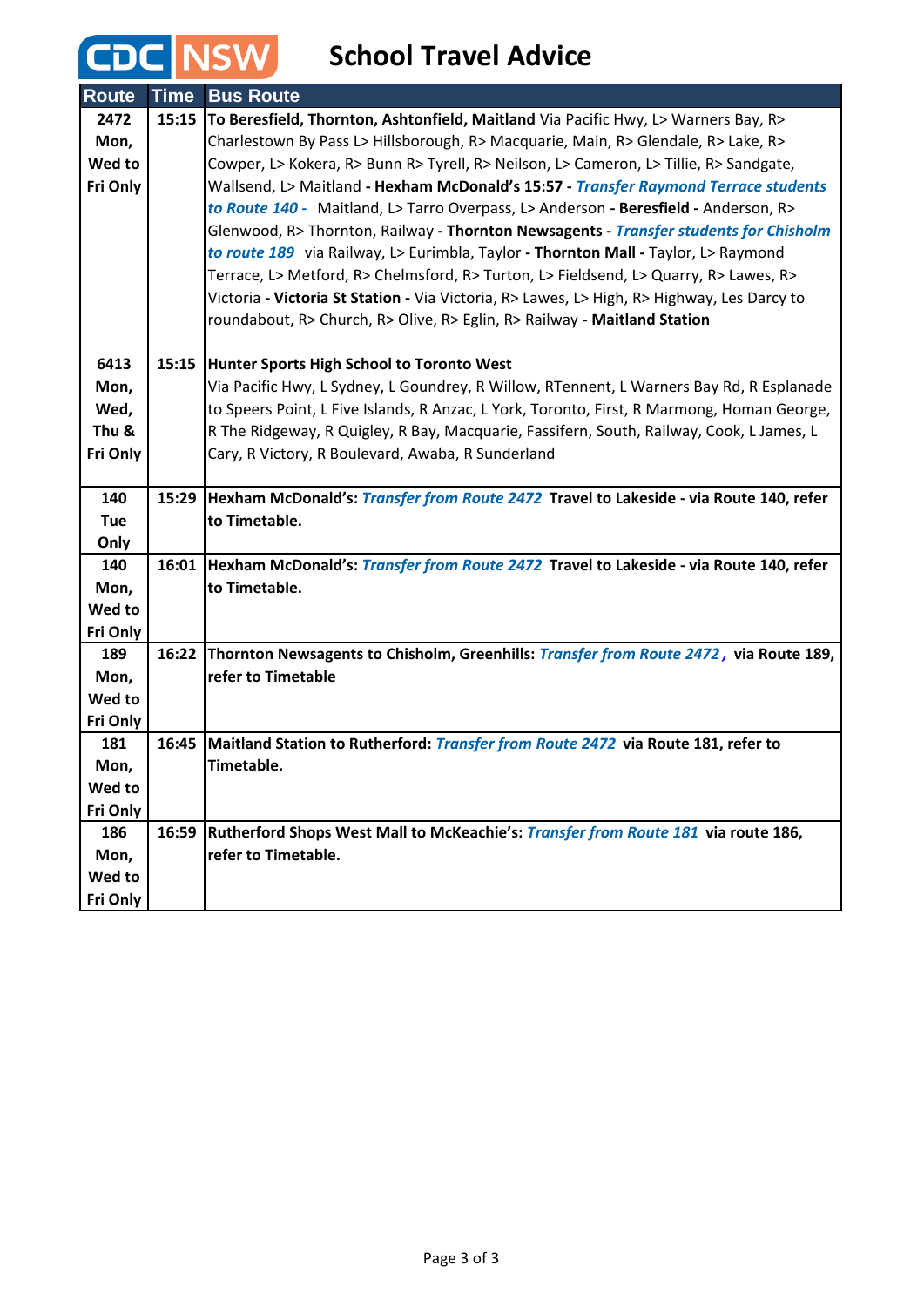# CDC NSW School Travel Advice

| Route | Time | Bus Route |
|---|---|---|
| **2472 Mon, Wed to Fri Only** | **15:15** | **To Beresfield, Thornton, Ashtonfield, Maitland** Via Pacific Hwy, L> Warners Bay, R> Charlestown By Pass L> Hillsborough, R> Macquarie, Main, R> Glendale, R> Lake, R> Cowper, L> Kokera, R> Bunn R> Tyrell, R> Neilson, L> Cameron, L> Tillie, R> Sandgate, Wallsend, L> Maitland **- Hexham McDonald's 15:57 -** ***Transfer Raymond Terrace students to Route 140 -*** Maitland, L> Tarro Overpass, L> Anderson **- Beresfield -** Anderson, R> Glenwood, R> Thornton, Railway **- Thornton Newsagents -** ***Transfer students for Chisholm to route 189*** via Railway, L> Eurimbla, Taylor **- Thornton Mall -** Taylor, L> Raymond Terrace, L> Metford, R> Chelmsford, R> Turton, L> Fieldsend, L> Quarry, R> Lawes, R> Victoria **- Victoria St Station -** Via Victoria, R> Lawes, L> High, R> Highway, Les Darcy to roundabout, R> Church, R> Olive, R> Eglin, R> Railway **- Maitland Station** |
| **6413 Mon, Wed, Thu & Fri Only** | **15:15** | **Hunter Sports High School to Toronto West** Via Pacific Hwy, L Sydney, L Goundrey, R Willow, RTennent, L Warners Bay Rd, R Esplanade to Speers Point, L Five Islands, R Anzac, L York, Toronto, First, R Marmong, Homan George, R The Ridgeway, R Quigley, R Bay, Macquarie, Fassifern, South, Railway, Cook, L James, L Cary, R Victory, R Boulevard, Awaba, R Sunderland |
| **140 Tue Only** | **15:29** | **Hexham McDonald's:** ***Transfer from Route 2472*** **Travel to Lakeside - via Route 140, refer to Timetable.** |
| **140 Mon, Wed to Fri Only** | **16:01** | **Hexham McDonald's:** ***Transfer from Route 2472*** **Travel to Lakeside - via Route 140, refer to Timetable.** |
| **189 Mon, Wed to Fri Only** | **16:22** | **Thornton Newsagents to Chisholm, Greenhills:** ***Transfer from Route 2472,*** **via Route 189, refer to Timetable** |
| **181 Mon, Wed to Fri Only** | **16:45** | **Maitland Station to Rutherford:** ***Transfer from Route 2472*** **via Route 181, refer to Timetable.** |
| **186 Mon, Wed to Fri Only** | **16:59** | **Rutherford Shops West Mall to McKeachie's:** ***Transfer from Route 181*** **via route 186, refer to Timetable.** |